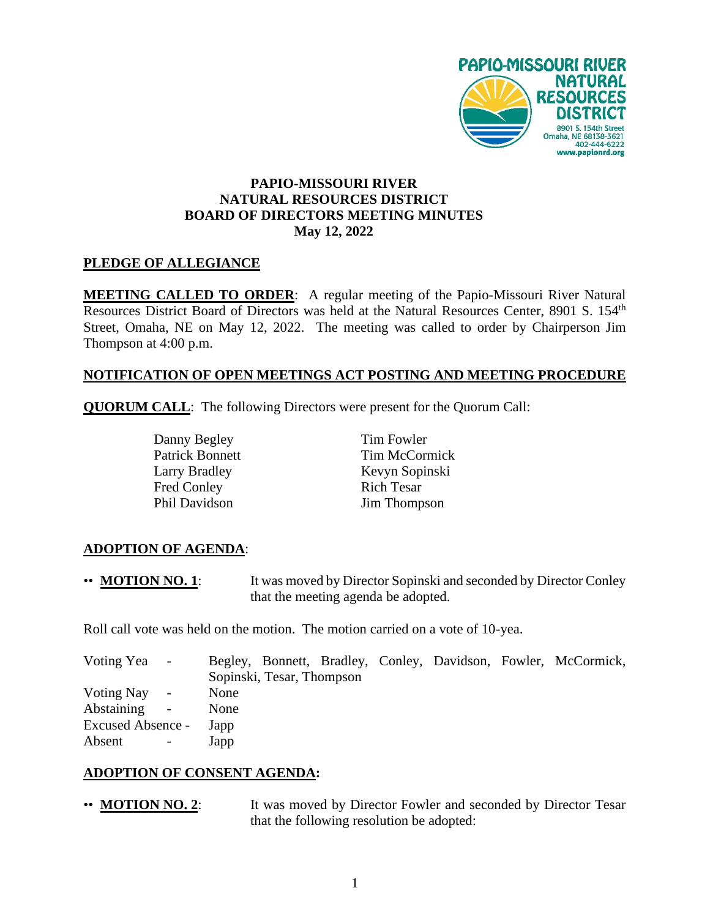PAPIO-MISSOURI RIVER
NATURAL RESOURCES
DISTRICT
8901 S. 154th Street
Omaha, NE 68138-3621
402-444-6222
www.papionrd.org

# PAPIO-MISSOURI RIVER NATURAL RESOURCES DISTRICT BOARD OF DIRECTORS MEETING MINUTES May 12, 2022

**PLEDGE OF ALLEGIANCE**

**MEETING CALLED TO ORDER**: A regular meeting of the Papio-Missouri River Natural Resources District Board of Directors was held at the Natural Resources Center, 8901 S. 154th Street, Omaha, NE on May 12, 2022. The meeting was called to order by Chairperson Jim Thompson at 4:00 p.m.

**NOTIFICATION OF OPEN MEETINGS ACT POSTING AND MEETING PROCEDURE**

**QUORUM CALL**: The following Directors were present for the Quorum Call:

| | |
|---|---|
| Danny Begley | Tim Fowler |
| Patrick Bonnett | Tim McCormick |
| Larry Bradley | Kevyn Sopinski |
| Fred Conley | Rich Tesar |
| Phil Davidson | Jim Thompson |

**ADOPTION OF AGENDA**:

•• **MOTION NO. 1**: It was moved by Director Sopinski and seconded by Director Conley that the meeting agenda be adopted.

Roll call vote was held on the motion. The motion carried on a vote of 10-yea.

| | |
|---|---|
| Voting Yea - | Begley, Bonnett, Bradley, Conley, Davidson, Fowler, McCormick, Sopinski, Tesar, Thompson |
| Voting Nay - | None |
| Abstaining - | None |
| Excused Absence - | Japp |
| Absent - | Japp |

**ADOPTION OF CONSENT AGENDA:**

•• **MOTION NO. 2**: It was moved by Director Fowler and seconded by Director Tesar that the following resolution be adopted: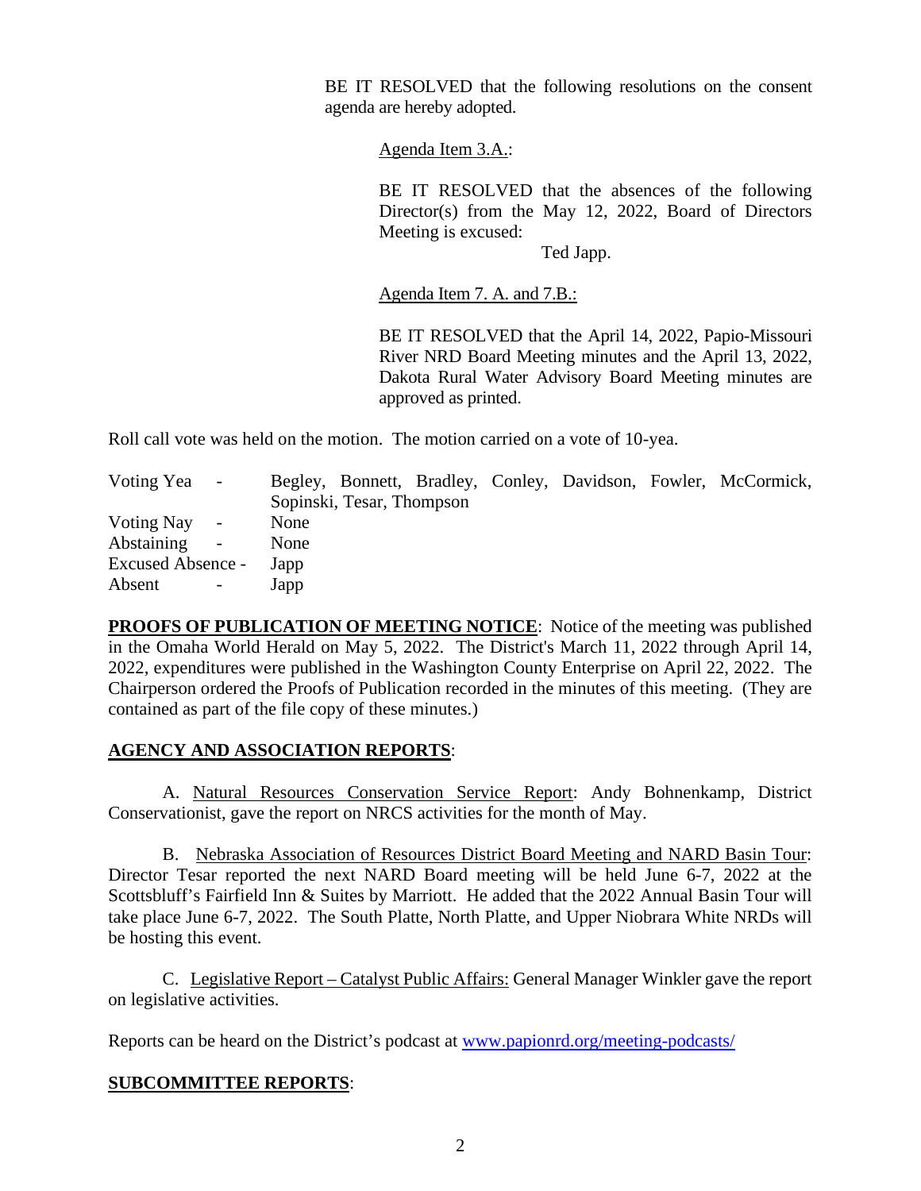BE IT RESOLVED that the following resolutions on the consent agenda are hereby adopted.

Agenda Item 3.A.:

BE IT RESOLVED that the absences of the following Director(s) from the May 12, 2022, Board of Directors Meeting is excused:

Ted Japp.

Agenda Item 7. A. and 7.B.:

BE IT RESOLVED that the April 14, 2022, Papio-Missouri River NRD Board Meeting minutes and the April 13, 2022, Dakota Rural Water Advisory Board Meeting minutes are approved as printed.

Roll call vote was held on the motion. The motion carried on a vote of 10-yea.

| | |
|---|---|
| Voting Yea - | Begley, Bonnett, Bradley, Conley, Davidson, Fowler, McCormick, Sopinski, Tesar, Thompson |
| Voting Nay - | None |
| Abstaining - | None |
| Excused Absence - | Japp |
| Absent - | Japp |

**PROOFS OF PUBLICATION OF MEETING NOTICE**: Notice of the meeting was published in the Omaha World Herald on May 5, 2022. The District's March 11, 2022 through April 14, 2022, expenditures were published in the Washington County Enterprise on April 22, 2022. The Chairperson ordered the Proofs of Publication recorded in the minutes of this meeting. (They are contained as part of the file copy of these minutes.)

**AGENCY AND ASSOCIATION REPORTS**:

A. Natural Resources Conservation Service Report: Andy Bohnenkamp, District Conservationist, gave the report on NRCS activities for the month of May.

B. Nebraska Association of Resources District Board Meeting and NARD Basin Tour: Director Tesar reported the next NARD Board meeting will be held June 6-7, 2022 at the Scottsbluff's Fairfield Inn & Suites by Marriott. He added that the 2022 Annual Basin Tour will take place June 6-7, 2022. The South Platte, North Platte, and Upper Niobrara White NRDs will be hosting this event.

C. Legislative Report – Catalyst Public Affairs: General Manager Winkler gave the report on legislative activities.

Reports can be heard on the District's podcast at www.papionrd.org/meeting-podcasts/

**SUBCOMMITTEE REPORTS**: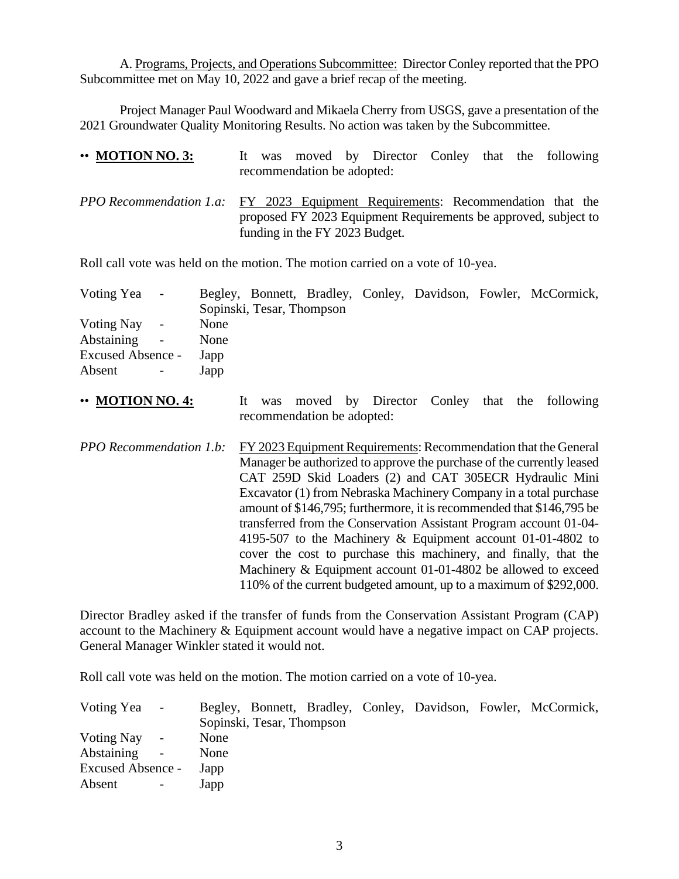A. Programs, Projects, and Operations Subcommittee: Director Conley reported that the PPO Subcommittee met on May 10, 2022 and gave a brief recap of the meeting.

Project Manager Paul Woodward and Mikaela Cherry from USGS, gave a presentation of the 2021 Groundwater Quality Monitoring Results. No action was taken by the Subcommittee.

•• **MOTION NO. 3:** It was moved by Director Conley that the following recommendation be adopted:

*PPO Recommendation 1.a:* FY 2023 Equipment Requirements: Recommendation that the proposed FY 2023 Equipment Requirements be approved, subject to funding in the FY 2023 Budget.

Roll call vote was held on the motion. The motion carried on a vote of 10-yea.

| | |
|---|---|
| Voting Yea - | Begley, Bonnett, Bradley, Conley, Davidson, Fowler, McCormick, Sopinski, Tesar, Thompson |
| Voting Nay - | None |
| Abstaining - | None |
| Excused Absence - | Japp |
| Absent - | Japp |

•• **MOTION NO. 4:** It was moved by Director Conley that the following recommendation be adopted:

*PPO Recommendation 1.b:* FY 2023 Equipment Requirements: Recommendation that the General Manager be authorized to approve the purchase of the currently leased CAT 259D Skid Loaders (2) and CAT 305ECR Hydraulic Mini Excavator (1) from Nebraska Machinery Company in a total purchase amount of $146,795; furthermore, it is recommended that $146,795 be transferred from the Conservation Assistant Program account 01-04-4195-507 to the Machinery & Equipment account 01-01-4802 to cover the cost to purchase this machinery, and finally, that the Machinery & Equipment account 01-01-4802 be allowed to exceed 110% of the current budgeted amount, up to a maximum of $292,000.

Director Bradley asked if the transfer of funds from the Conservation Assistant Program (CAP) account to the Machinery & Equipment account would have a negative impact on CAP projects. General Manager Winkler stated it would not.

Roll call vote was held on the motion. The motion carried on a vote of 10-yea.

| | |
|---|---|
| Voting Yea - | Begley, Bonnett, Bradley, Conley, Davidson, Fowler, McCormick, Sopinski, Tesar, Thompson |
| Voting Nay - | None |
| Abstaining - | None |
| Excused Absence - | Japp |
| Absent - | Japp |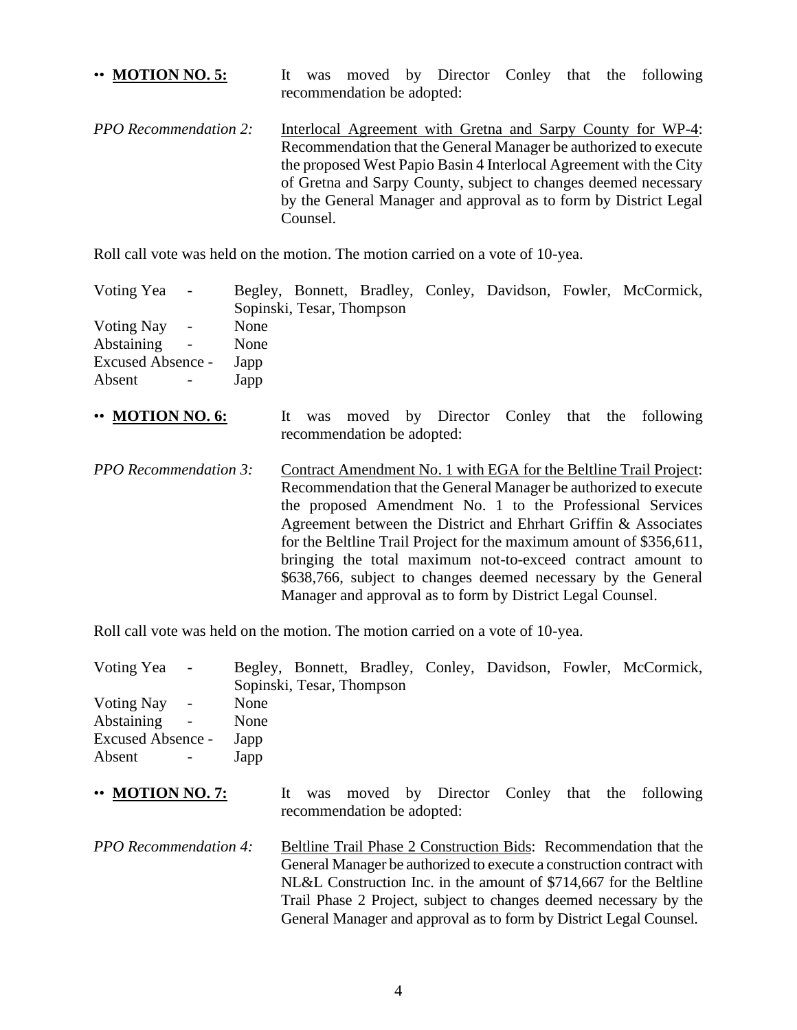•• **<u>MOTION NO. 5:</u>** It was moved by Director Conley that the following recommendation be adopted:

*PPO Recommendation 2:* <u>Interlocal Agreement with Gretna and Sarpy County for WP-4</u>: Recommendation that the General Manager be authorized to execute the proposed West Papio Basin 4 Interlocal Agreement with the City of Gretna and Sarpy County, subject to changes deemed necessary by the General Manager and approval as to form by District Legal Counsel.

Roll call vote was held on the motion. The motion carried on a vote of 10-yea.

| | |
|---|---|
| Voting Yea - | Begley, Bonnett, Bradley, Conley, Davidson, Fowler, McCormick, Sopinski, Tesar, Thompson |
| Voting Nay - | None |
| Abstaining - | None |
| Excused Absence - | Japp |
| Absent - | Japp |

•• **<u>MOTION NO. 6:</u>** It was moved by Director Conley that the following recommendation be adopted:

*PPO Recommendation 3:* <u>Contract Amendment No. 1 with EGA for the Beltline Trail Project</u>: Recommendation that the General Manager be authorized to execute the proposed Amendment No. 1 to the Professional Services Agreement between the District and Ehrhart Griffin & Associates for the Beltline Trail Project for the maximum amount of $356,611, bringing the total maximum not-to-exceed contract amount to $638,766, subject to changes deemed necessary by the General Manager and approval as to form by District Legal Counsel.

Roll call vote was held on the motion. The motion carried on a vote of 10-yea.

| | |
|---|---|
| Voting Yea - | Begley, Bonnett, Bradley, Conley, Davidson, Fowler, McCormick, Sopinski, Tesar, Thompson |
| Voting Nay - | None |
| Abstaining - | None |
| Excused Absence - | Japp |
| Absent - | Japp |

•• **<u>MOTION NO. 7:</u>** It was moved by Director Conley that the following recommendation be adopted:

*PPO Recommendation 4:* <u>Beltline Trail Phase 2 Construction Bids</u>: Recommendation that the General Manager be authorized to execute a construction contract with NL&L Construction Inc. in the amount of $714,667 for the Beltline Trail Phase 2 Project, subject to changes deemed necessary by the General Manager and approval as to form by District Legal Counsel.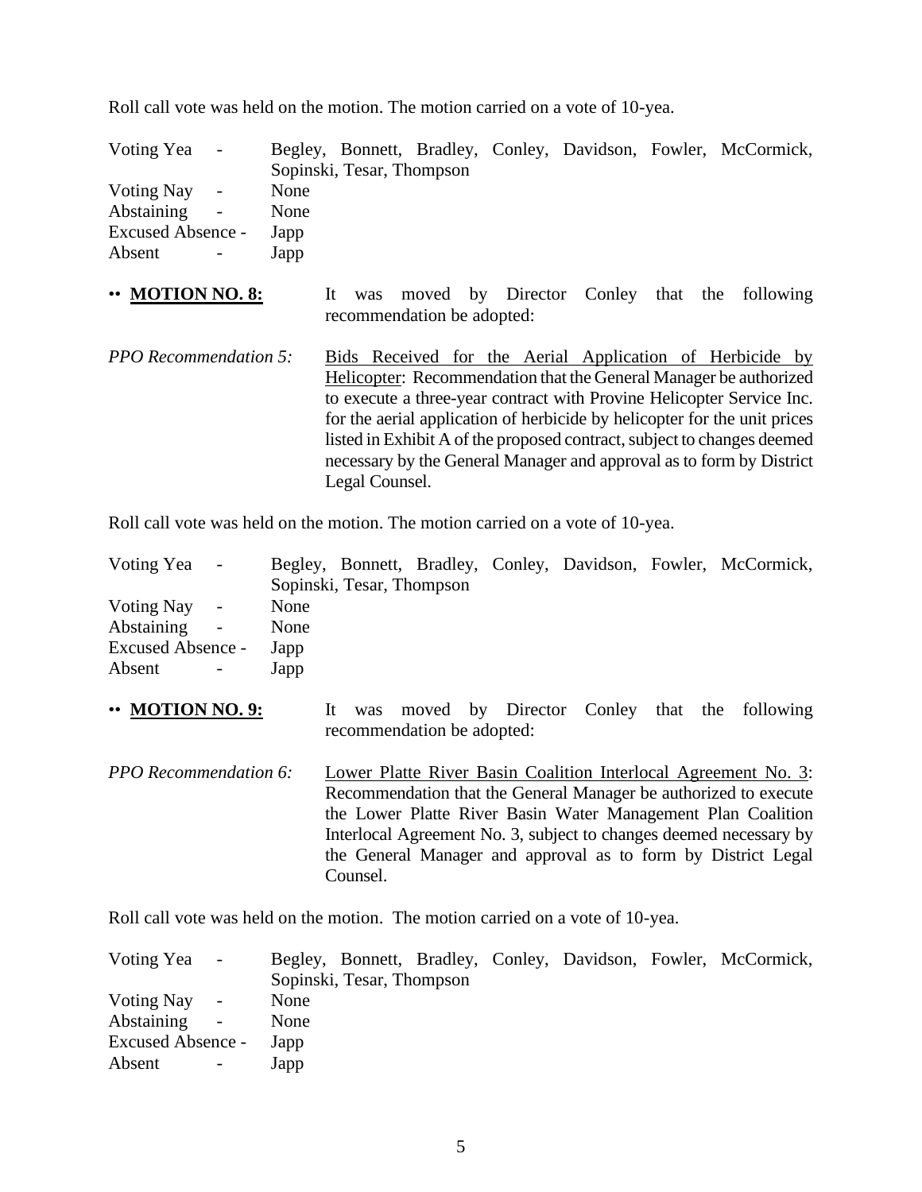Roll call vote was held on the motion. The motion carried on a vote of 10-yea.

| | |
|---|---|
| Voting Yea - | Begley, Bonnett, Bradley, Conley, Davidson, Fowler, McCormick, Sopinski, Tesar, Thompson |
| Voting Nay - | None |
| Abstaining - | None |
| Excused Absence - | Japp |
| Absent - | Japp |

•• **MOTION NO. 8:** It was moved by Director Conley that the following recommendation be adopted:

*PPO Recommendation 5:* Bids Received for the Aerial Application of Herbicide by Helicopter: Recommendation that the General Manager be authorized to execute a three-year contract with Provine Helicopter Service Inc. for the aerial application of herbicide by helicopter for the unit prices listed in Exhibit A of the proposed contract, subject to changes deemed necessary by the General Manager and approval as to form by District Legal Counsel.

Roll call vote was held on the motion. The motion carried on a vote of 10-yea.

| | |
|---|---|
| Voting Yea - | Begley, Bonnett, Bradley, Conley, Davidson, Fowler, McCormick, Sopinski, Tesar, Thompson |
| Voting Nay - | None |
| Abstaining - | None |
| Excused Absence - | Japp |
| Absent - | Japp |

•• **MOTION NO. 9:** It was moved by Director Conley that the following recommendation be adopted:

*PPO Recommendation 6:* Lower Platte River Basin Coalition Interlocal Agreement No. 3: Recommendation that the General Manager be authorized to execute the Lower Platte River Basin Water Management Plan Coalition Interlocal Agreement No. 3, subject to changes deemed necessary by the General Manager and approval as to form by District Legal Counsel.

Roll call vote was held on the motion. The motion carried on a vote of 10-yea.

| | |
|---|---|
| Voting Yea - | Begley, Bonnett, Bradley, Conley, Davidson, Fowler, McCormick, Sopinski, Tesar, Thompson |
| Voting Nay - | None |
| Abstaining - | None |
| Excused Absence - | Japp |
| Absent - | Japp |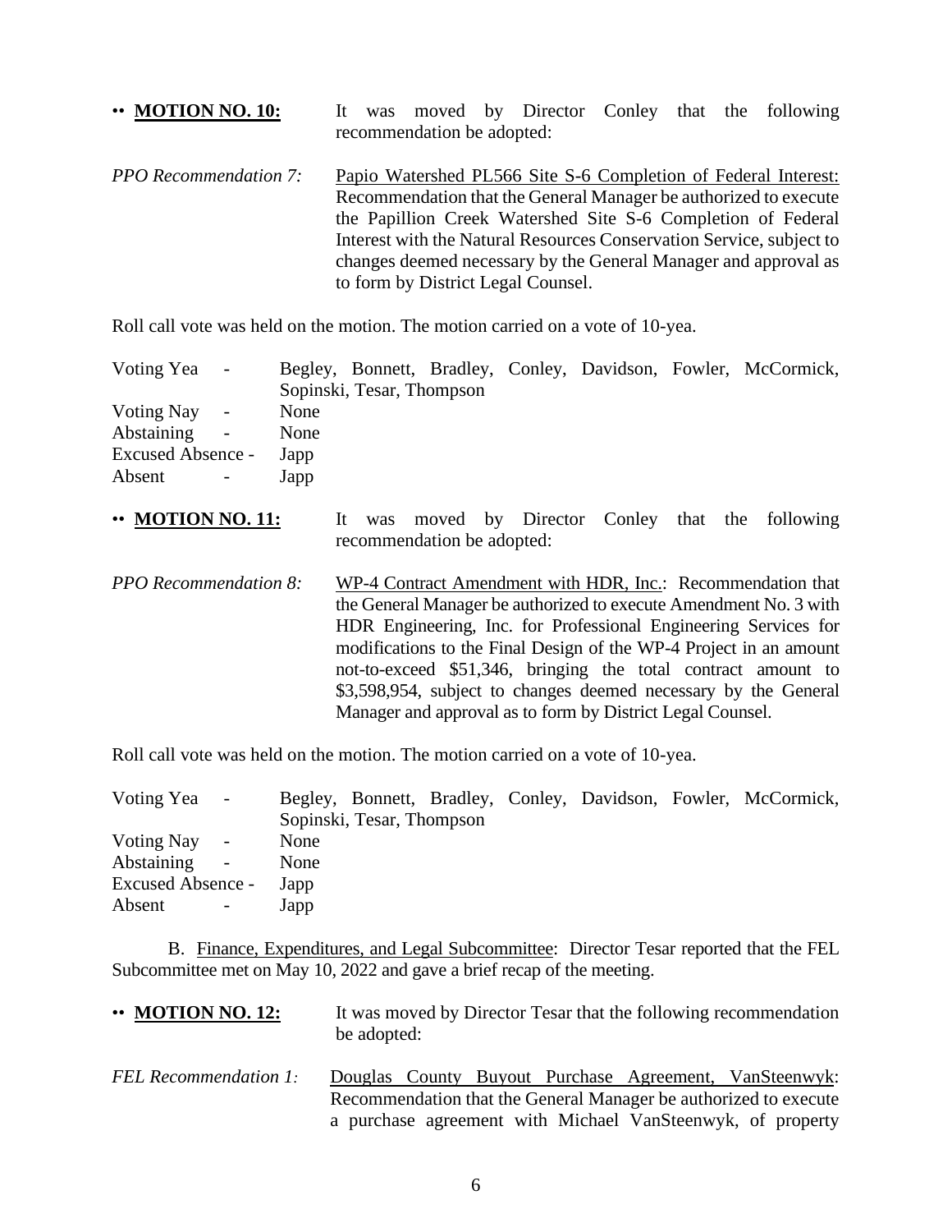•• **MOTION NO. 10:** It was moved by Director Conley that the following recommendation be adopted:

*PPO Recommendation 7:* Papio Watershed PL566 Site S-6 Completion of Federal Interest: Recommendation that the General Manager be authorized to execute the Papillion Creek Watershed Site S-6 Completion of Federal Interest with the Natural Resources Conservation Service, subject to changes deemed necessary by the General Manager and approval as to form by District Legal Counsel.

Roll call vote was held on the motion. The motion carried on a vote of 10-yea.

Voting Yea - Begley, Bonnett, Bradley, Conley, Davidson, Fowler, McCormick, Sopinski, Tesar, Thompson
Voting Nay - None
Abstaining - None
Excused Absence - Japp
Absent - Japp

•• **MOTION NO. 11:** It was moved by Director Conley that the following recommendation be adopted:

*PPO Recommendation 8:* WP-4 Contract Amendment with HDR, Inc.: Recommendation that the General Manager be authorized to execute Amendment No. 3 with HDR Engineering, Inc. for Professional Engineering Services for modifications to the Final Design of the WP-4 Project in an amount not-to-exceed $51,346, bringing the total contract amount to $3,598,954, subject to changes deemed necessary by the General Manager and approval as to form by District Legal Counsel.

Roll call vote was held on the motion. The motion carried on a vote of 10-yea.

Voting Yea - Begley, Bonnett, Bradley, Conley, Davidson, Fowler, McCormick, Sopinski, Tesar, Thompson
Voting Nay - None
Abstaining - None
Excused Absence - Japp
Absent - Japp

B. Finance, Expenditures, and Legal Subcommittee: Director Tesar reported that the FEL Subcommittee met on May 10, 2022 and gave a brief recap of the meeting.

•• **MOTION NO. 12:** It was moved by Director Tesar that the following recommendation be adopted:

*FEL Recommendation 1:* Douglas County Buyout Purchase Agreement, VanSteenwyk: Recommendation that the General Manager be authorized to execute a purchase agreement with Michael VanSteenwyk, of property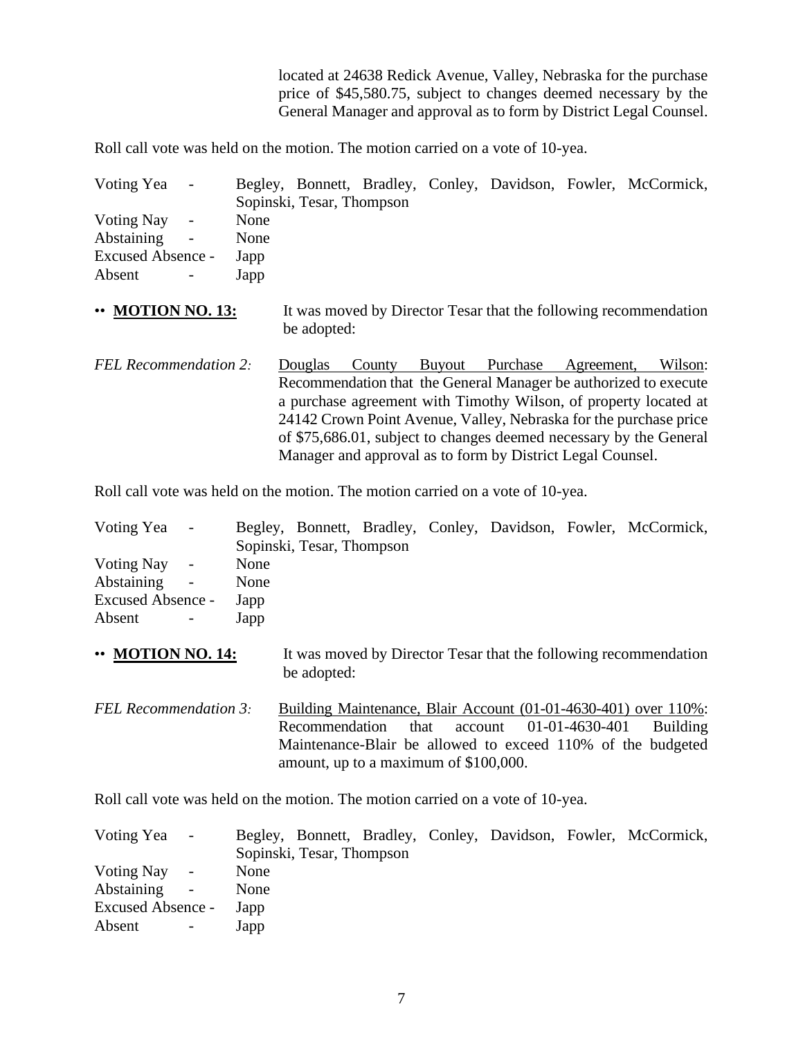located at 24638 Redick Avenue, Valley, Nebraska for the purchase price of $45,580.75, subject to changes deemed necessary by the General Manager and approval as to form by District Legal Counsel.

Roll call vote was held on the motion. The motion carried on a vote of 10-yea.

Voting Yea - Begley, Bonnett, Bradley, Conley, Davidson, Fowler, McCormick, Sopinski, Tesar, Thompson
Voting Nay - None
Abstaining - None
Excused Absence - Japp
Absent - Japp

•• **MOTION NO. 13:** It was moved by Director Tesar that the following recommendation be adopted:

*FEL Recommendation 2:* Douglas County Buyout Purchase Agreement, Wilson: Recommendation that the General Manager be authorized to execute a purchase agreement with Timothy Wilson, of property located at 24142 Crown Point Avenue, Valley, Nebraska for the purchase price of $75,686.01, subject to changes deemed necessary by the General Manager and approval as to form by District Legal Counsel.

Roll call vote was held on the motion. The motion carried on a vote of 10-yea.

Voting Yea - Begley, Bonnett, Bradley, Conley, Davidson, Fowler, McCormick, Sopinski, Tesar, Thompson
Voting Nay - None
Abstaining - None
Excused Absence - Japp
Absent - Japp

•• **MOTION NO. 14:** It was moved by Director Tesar that the following recommendation be adopted:

*FEL Recommendation 3:* Building Maintenance, Blair Account (01-01-4630-401) over 110%: Recommendation that account 01-01-4630-401 Building Maintenance-Blair be allowed to exceed 110% of the budgeted amount, up to a maximum of $100,000.

Roll call vote was held on the motion. The motion carried on a vote of 10-yea.

Voting Yea - Begley, Bonnett, Bradley, Conley, Davidson, Fowler, McCormick, Sopinski, Tesar, Thompson
Voting Nay - None
Abstaining - None
Excused Absence - Japp
Absent - Japp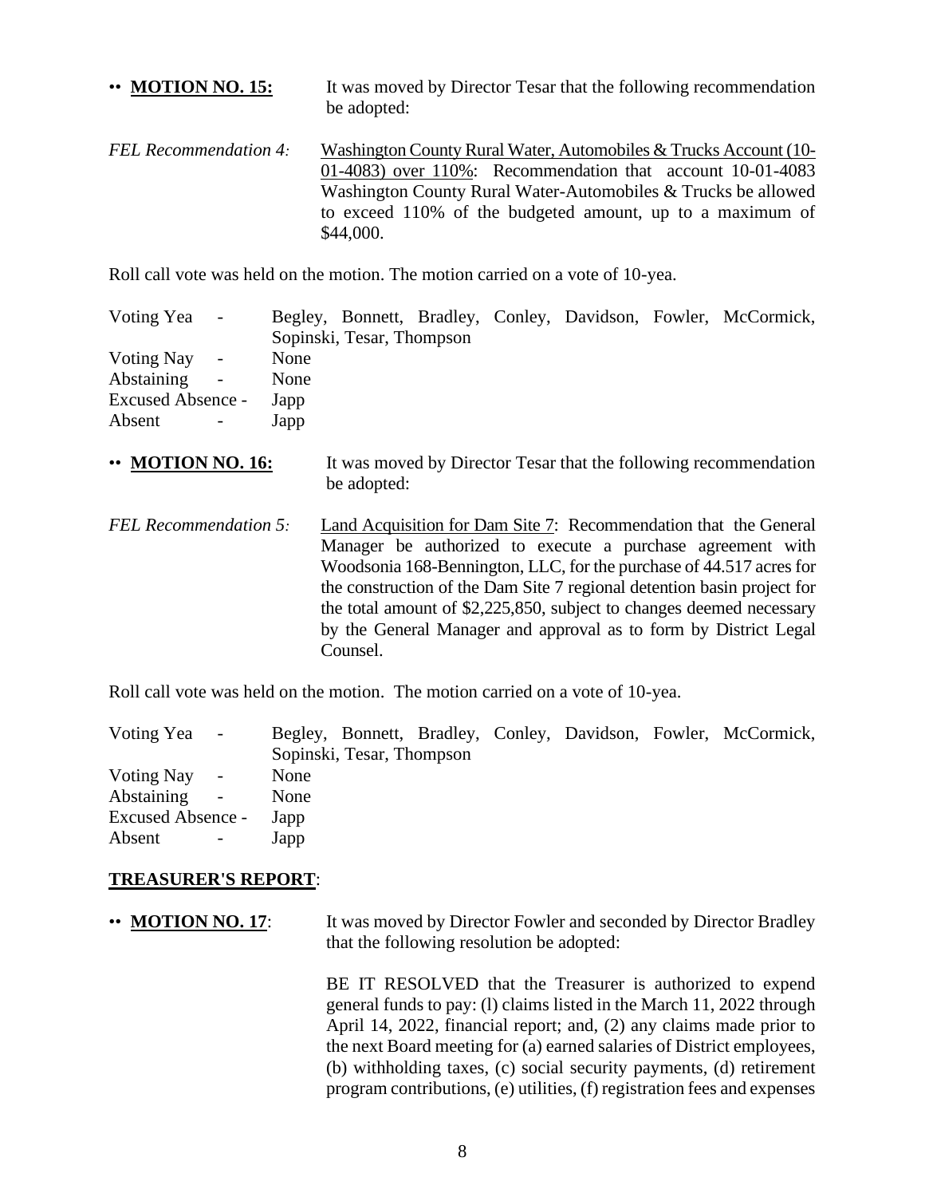•• **MOTION NO. 15:** It was moved by Director Tesar that the following recommendation be adopted:

*FEL Recommendation 4:* Washington County Rural Water, Automobiles & Trucks Account (10-01-4083) over 110%: Recommendation that account 10-01-4083 Washington County Rural Water-Automobiles & Trucks be allowed to exceed 110% of the budgeted amount, up to a maximum of $44,000.

Roll call vote was held on the motion. The motion carried on a vote of 10-yea.

Voting Yea - Begley, Bonnett, Bradley, Conley, Davidson, Fowler, McCormick, Sopinski, Tesar, Thompson
Voting Nay - None
Abstaining - None
Excused Absence - Japp
Absent - Japp

•• **MOTION NO. 16:** It was moved by Director Tesar that the following recommendation be adopted:

*FEL Recommendation 5:* Land Acquisition for Dam Site 7: Recommendation that the General Manager be authorized to execute a purchase agreement with Woodsonia 168-Bennington, LLC, for the purchase of 44.517 acres for the construction of the Dam Site 7 regional detention basin project for the total amount of $2,225,850, subject to changes deemed necessary by the General Manager and approval as to form by District Legal Counsel.

Roll call vote was held on the motion. The motion carried on a vote of 10-yea.

Voting Yea - Begley, Bonnett, Bradley, Conley, Davidson, Fowler, McCormick, Sopinski, Tesar, Thompson
Voting Nay - None
Abstaining - None
Excused Absence - Japp
Absent - Japp

**TREASURER'S REPORT**:

•• **MOTION NO. 17**: It was moved by Director Fowler and seconded by Director Bradley that the following resolution be adopted:

BE IT RESOLVED that the Treasurer is authorized to expend general funds to pay: (l) claims listed in the March 11, 2022 through April 14, 2022, financial report; and, (2) any claims made prior to the next Board meeting for (a) earned salaries of District employees, (b) withholding taxes, (c) social security payments, (d) retirement program contributions, (e) utilities, (f) registration fees and expenses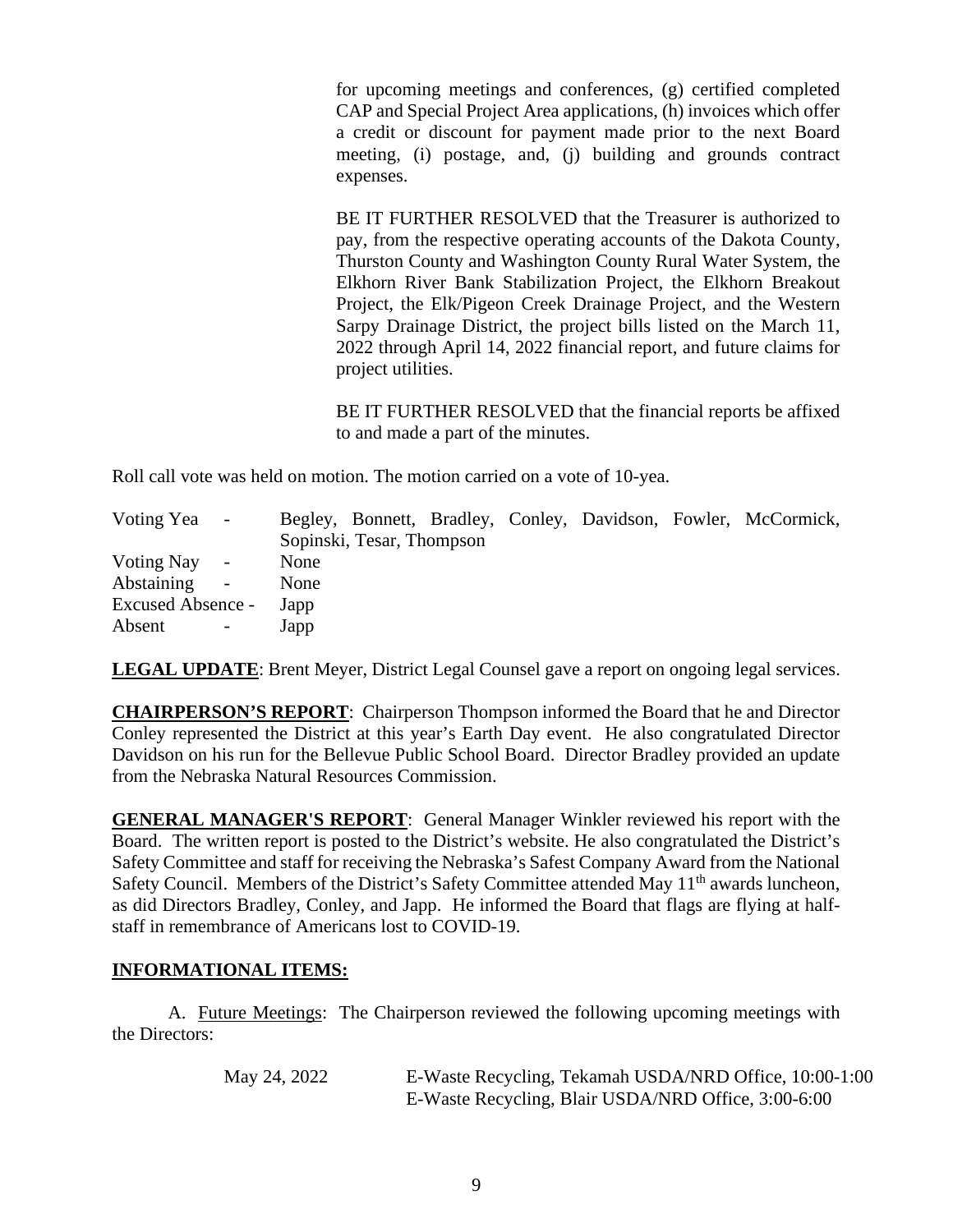for upcoming meetings and conferences, (g) certified completed CAP and Special Project Area applications, (h) invoices which offer a credit or discount for payment made prior to the next Board meeting, (i) postage, and, (j) building and grounds contract expenses.

BE IT FURTHER RESOLVED that the Treasurer is authorized to pay, from the respective operating accounts of the Dakota County, Thurston County and Washington County Rural Water System, the Elkhorn River Bank Stabilization Project, the Elkhorn Breakout Project, the Elk/Pigeon Creek Drainage Project, and the Western Sarpy Drainage District, the project bills listed on the March 11, 2022 through April 14, 2022 financial report, and future claims for project utilities.

BE IT FURTHER RESOLVED that the financial reports be affixed to and made a part of the minutes.

Roll call vote was held on motion. The motion carried on a vote of 10-yea.

| | |
|---|---|
| Voting Yea - | Begley, Bonnett, Bradley, Conley, Davidson, Fowler, McCormick, Sopinski, Tesar, Thompson |
| Voting Nay - | None |
| Abstaining - | None |
| Excused Absence - | Japp |
| Absent - | Japp |

**LEGAL UPDATE**: Brent Meyer, District Legal Counsel gave a report on ongoing legal services.

**CHAIRPERSON'S REPORT**: Chairperson Thompson informed the Board that he and Director Conley represented the District at this year's Earth Day event. He also congratulated Director Davidson on his run for the Bellevue Public School Board. Director Bradley provided an update from the Nebraska Natural Resources Commission.

**GENERAL MANAGER'S REPORT**: General Manager Winkler reviewed his report with the Board. The written report is posted to the District's website. He also congratulated the District's Safety Committee and staff for receiving the Nebraska's Safest Company Award from the National Safety Council. Members of the District's Safety Committee attended May 11th awards luncheon, as did Directors Bradley, Conley, and Japp. He informed the Board that flags are flying at half-staff in remembrance of Americans lost to COVID-19.

**INFORMATIONAL ITEMS:**

A. Future Meetings: The Chairperson reviewed the following upcoming meetings with the Directors:

| | |
|---|---|
| May 24, 2022 | E-Waste Recycling, Tekamah USDA/NRD Office, 10:00-1:00 |
| | E-Waste Recycling, Blair USDA/NRD Office, 3:00-6:00 |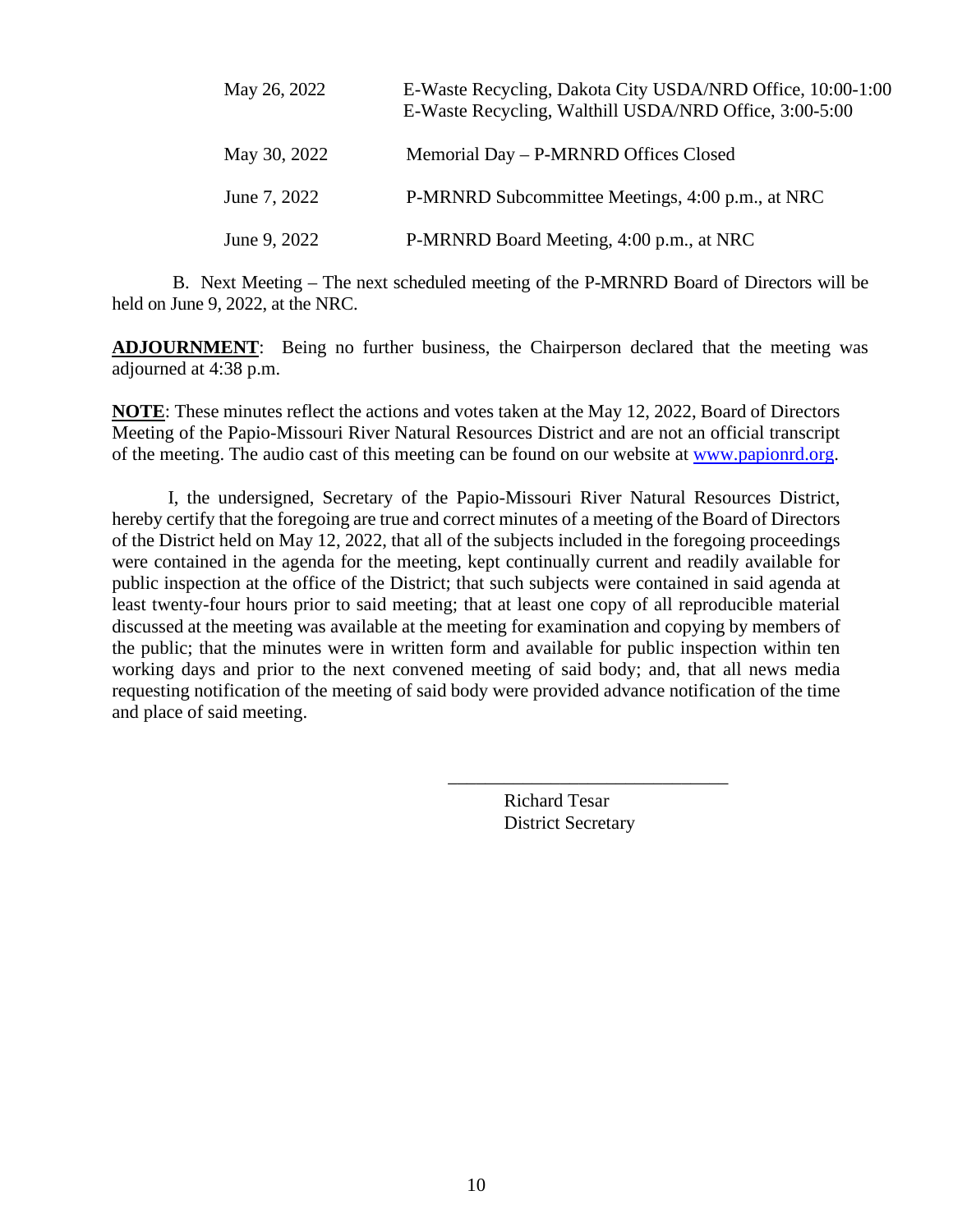| | |
|---|---|
| May 26, 2022 | E-Waste Recycling, Dakota City USDA/NRD Office, 10:00-1:00<br>E-Waste Recycling, Walthill USDA/NRD Office, 3:00-5:00 |
| May 30, 2022 | Memorial Day – P-MRNRD Offices Closed |
| June 7, 2022 | P-MRNRD Subcommittee Meetings, 4:00 p.m., at NRC |
| June 9, 2022 | P-MRNRD Board Meeting, 4:00 p.m., at NRC |

B. Next Meeting – The next scheduled meeting of the P-MRNRD Board of Directors will be held on June 9, 2022, at the NRC.

**ADJOURNMENT**: Being no further business, the Chairperson declared that the meeting was adjourned at 4:38 p.m.

**NOTE**: These minutes reflect the actions and votes taken at the May 12, 2022, Board of Directors Meeting of the Papio-Missouri River Natural Resources District and are not an official transcript of the meeting. The audio cast of this meeting can be found on our website at [www.papionrd.org](http://www.papionrd.org).

I, the undersigned, Secretary of the Papio-Missouri River Natural Resources District, hereby certify that the foregoing are true and correct minutes of a meeting of the Board of Directors of the District held on May 12, 2022, that all of the subjects included in the foregoing proceedings were contained in the agenda for the meeting, kept continually current and readily available for public inspection at the office of the District; that such subjects were contained in said agenda at least twenty-four hours prior to said meeting; that at least one copy of all reproducible material discussed at the meeting was available at the meeting for examination and copying by members of the public; that the minutes were in written form and available for public inspection within ten working days and prior to the next convened meeting of said body; and, that all news media requesting notification of the meeting of said body were provided advance notification of the time and place of said meeting.

\_\_\_\_\_\_\_\_\_\_\_\_\_\_\_\_\_\_\_\_\_\_\_\_\_\_\_\_\_\_

Richard Tesar
District Secretary